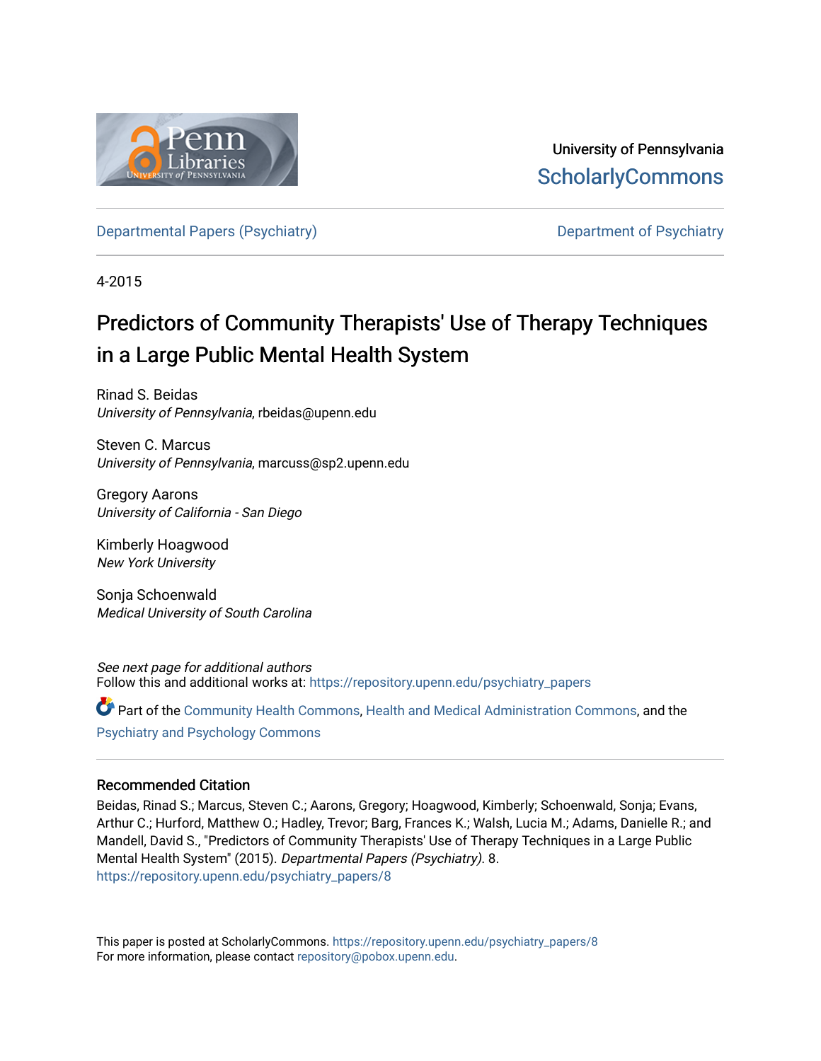University of Pennsylvania
ScholarlyCommons

Departmental Papers (Psychiatry) | Department of Psychiatry

4-2015

# Predictors of Community Therapists' Use of Therapy Techniques in a Large Public Mental Health System

Rinad S. Beidas
*University of Pennsylvania*, rbeidas@upenn.edu

Steven C. Marcus
*University of Pennsylvania*, marcuss@sp2.upenn.edu

Gregory Aarons
*University of California - San Diego*

Kimberly Hoagwood
*New York University*

Sonja Schoenwald
*Medical University of South Carolina*

*See next page for additional authors*
Follow this and additional works at: https://repository.upenn.edu/psychiatry_papers

Part of the Community Health Commons, Health and Medical Administration Commons, and the Psychiatry and Psychology Commons

## Recommended Citation

Beidas, Rinad S.; Marcus, Steven C.; Aarons, Gregory; Hoagwood, Kimberly; Schoenwald, Sonja; Evans, Arthur C.; Hurford, Matthew O.; Hadley, Trevor; Barg, Frances K.; Walsh, Lucia M.; Adams, Danielle R.; and Mandell, David S., "Predictors of Community Therapists' Use of Therapy Techniques in a Large Public Mental Health System" (2015). *Departmental Papers (Psychiatry)*. 8.
https://repository.upenn.edu/psychiatry_papers/8

This paper is posted at ScholarlyCommons. https://repository.upenn.edu/psychiatry_papers/8
For more information, please contact repository@pobox.upenn.edu.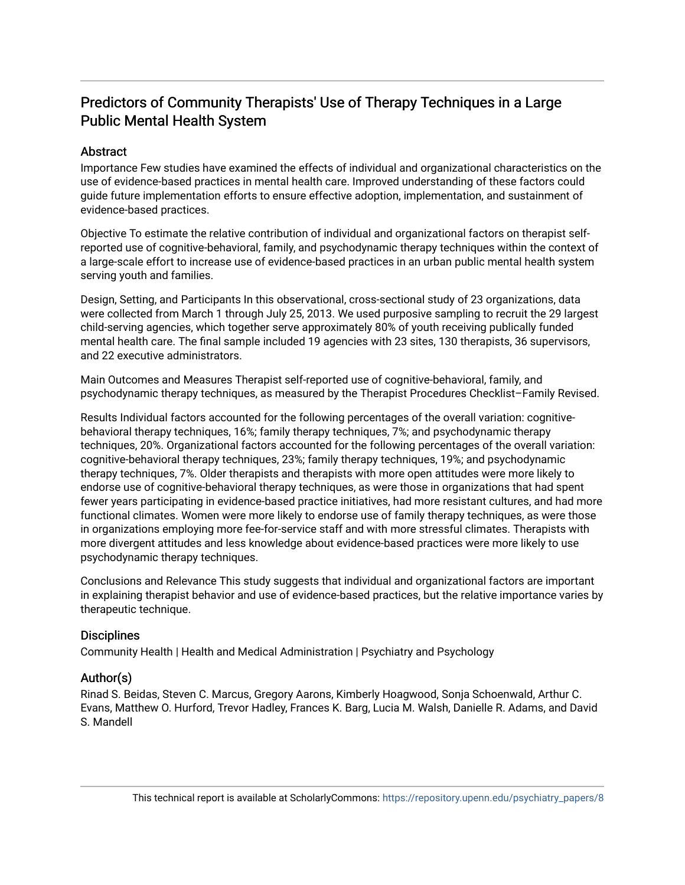# Predictors of Community Therapists' Use of Therapy Techniques in a Large Public Mental Health System

## Abstract

Importance Few studies have examined the effects of individual and organizational characteristics on the use of evidence-based practices in mental health care. Improved understanding of these factors could guide future implementation efforts to ensure effective adoption, implementation, and sustainment of evidence-based practices.

Objective To estimate the relative contribution of individual and organizational factors on therapist self-reported use of cognitive-behavioral, family, and psychodynamic therapy techniques within the context of a large-scale effort to increase use of evidence-based practices in an urban public mental health system serving youth and families.

Design, Setting, and Participants In this observational, cross-sectional study of 23 organizations, data were collected from March 1 through July 25, 2013. We used purposive sampling to recruit the 29 largest child-serving agencies, which together serve approximately 80% of youth receiving publically funded mental health care. The final sample included 19 agencies with 23 sites, 130 therapists, 36 supervisors, and 22 executive administrators.

Main Outcomes and Measures Therapist self-reported use of cognitive-behavioral, family, and psychodynamic therapy techniques, as measured by the Therapist Procedures Checklist–Family Revised.

Results Individual factors accounted for the following percentages of the overall variation: cognitive-behavioral therapy techniques, 16%; family therapy techniques, 7%; and psychodynamic therapy techniques, 20%. Organizational factors accounted for the following percentages of the overall variation: cognitive-behavioral therapy techniques, 23%; family therapy techniques, 19%; and psychodynamic therapy techniques, 7%. Older therapists and therapists with more open attitudes were more likely to endorse use of cognitive-behavioral therapy techniques, as were those in organizations that had spent fewer years participating in evidence-based practice initiatives, had more resistant cultures, and had more functional climates. Women were more likely to endorse use of family therapy techniques, as were those in organizations employing more fee-for-service staff and with more stressful climates. Therapists with more divergent attitudes and less knowledge about evidence-based practices were more likely to use psychodynamic therapy techniques.

Conclusions and Relevance This study suggests that individual and organizational factors are important in explaining therapist behavior and use of evidence-based practices, but the relative importance varies by therapeutic technique.

## Disciplines

Community Health | Health and Medical Administration | Psychiatry and Psychology

## Author(s)

Rinad S. Beidas, Steven C. Marcus, Gregory Aarons, Kimberly Hoagwood, Sonja Schoenwald, Arthur C. Evans, Matthew O. Hurford, Trevor Hadley, Frances K. Barg, Lucia M. Walsh, Danielle R. Adams, and David S. Mandell

This technical report is available at ScholarlyCommons: https://repository.upenn.edu/psychiatry_papers/8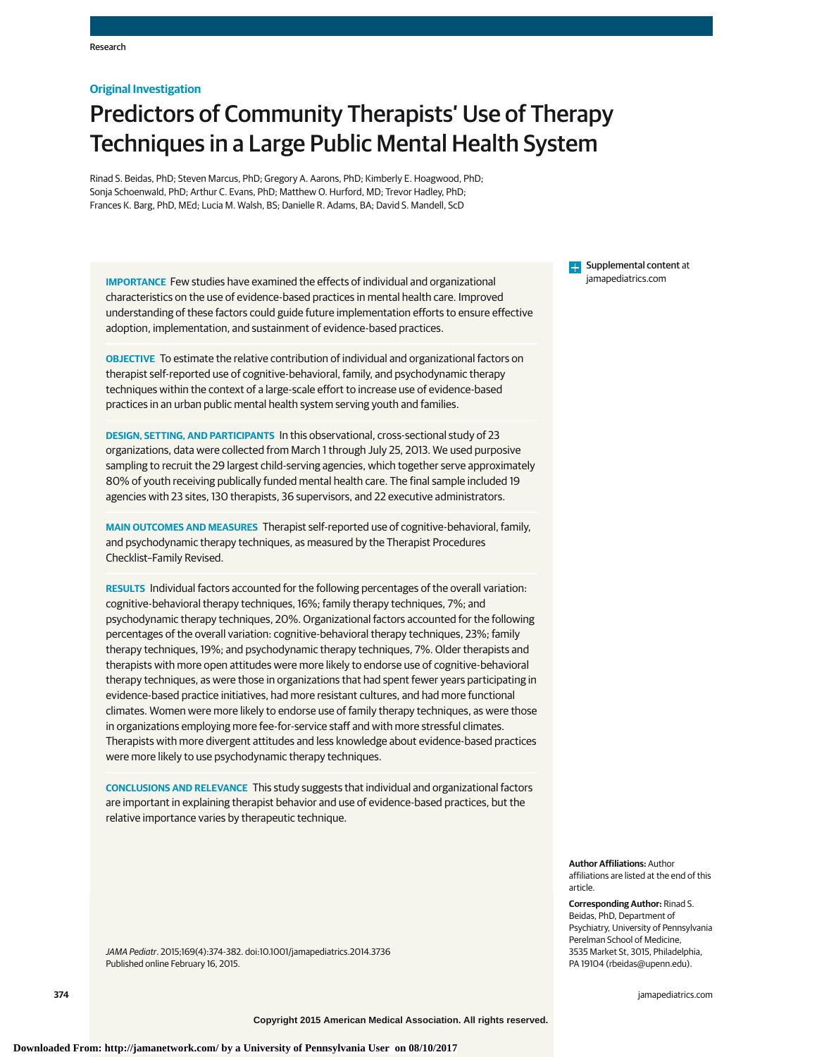Research

## Original Investigation

# Predictors of Community Therapists' Use of Therapy Techniques in a Large Public Mental Health System

Rinad S. Beidas, PhD; Steven Marcus, PhD; Gregory A. Aarons, PhD; Kimberly E. Hoagwood, PhD; Sonja Schoenwald, PhD; Arthur C. Evans, PhD; Matthew O. Hurford, MD; Trevor Hadley, PhD; Frances K. Barg, PhD, MEd; Lucia M. Walsh, BS; Danielle R. Adams, BA; David S. Mandell, ScD

**IMPORTANCE** Few studies have examined the effects of individual and organizational characteristics on the use of evidence-based practices in mental health care. Improved understanding of these factors could guide future implementation efforts to ensure effective adoption, implementation, and sustainment of evidence-based practices.

**OBJECTIVE** To estimate the relative contribution of individual and organizational factors on therapist self-reported use of cognitive-behavioral, family, and psychodynamic therapy techniques within the context of a large-scale effort to increase use of evidence-based practices in an urban public mental health system serving youth and families.

**DESIGN, SETTING, AND PARTICIPANTS** In this observational, cross-sectional study of 23 organizations, data were collected from March 1 through July 25, 2013. We used purposive sampling to recruit the 29 largest child-serving agencies, which together serve approximately 80% of youth receiving publically funded mental health care. The final sample included 19 agencies with 23 sites, 130 therapists, 36 supervisors, and 22 executive administrators.

**MAIN OUTCOMES AND MEASURES** Therapist self-reported use of cognitive-behavioral, family, and psychodynamic therapy techniques, as measured by the Therapist Procedures Checklist–Family Revised.

**RESULTS** Individual factors accounted for the following percentages of the overall variation: cognitive-behavioral therapy techniques, 16%; family therapy techniques, 7%; and psychodynamic therapy techniques, 20%. Organizational factors accounted for the following percentages of the overall variation: cognitive-behavioral therapy techniques, 23%; family therapy techniques, 19%; and psychodynamic therapy techniques, 7%. Older therapists and therapists with more open attitudes were more likely to endorse use of cognitive-behavioral therapy techniques, as were those in organizations that had spent fewer years participating in evidence-based practice initiatives, had more resistant cultures, and had more functional climates. Women were more likely to endorse use of family therapy techniques, as were those in organizations employing more fee-for-service staff and with more stressful climates. Therapists with more divergent attitudes and less knowledge about evidence-based practices were more likely to use psychodynamic therapy techniques.

**CONCLUSIONS AND RELEVANCE** This study suggests that individual and organizational factors are important in explaining therapist behavior and use of evidence-based practices, but the relative importance varies by therapeutic technique.

*JAMA Pediatr*. 2015;169(4):374-382. doi:10.1001/jamapediatrics.2014.3736
Published online February 16, 2015.

Supplemental content at jamapediatrics.com

**Author Affiliations:** Author affiliations are listed at the end of this article.

**Corresponding Author:** Rinad S. Beidas, PhD, Department of Psychiatry, University of Pennsylvania Perelman School of Medicine, 3535 Market St, 3015, Philadelphia, PA 19104 (rbeidas@upenn.edu).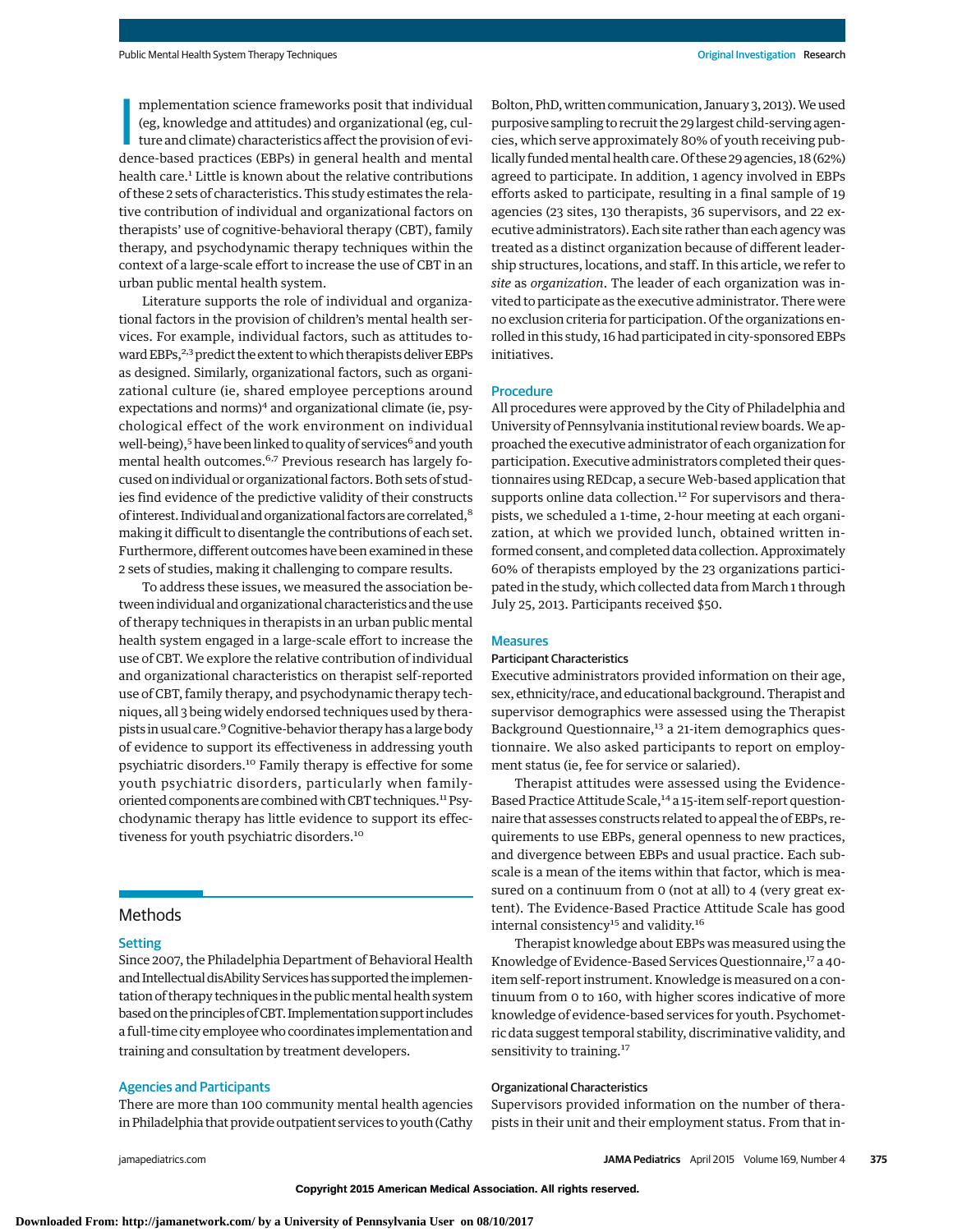Implementation science frameworks posit that individual (eg, knowledge and attitudes) and organizational (eg, culture and climate) characteristics affect the provision of evidence-based practices (EBPs) in general health and mental health care.[1] Little is known about the relative contributions of these 2 sets of characteristics. This study estimates the relative contribution of individual and organizational factors on therapists' use of cognitive-behavioral therapy (CBT), family therapy, and psychodynamic therapy techniques within the context of a large-scale effort to increase the use of CBT in an urban public mental health system.

Literature supports the role of individual and organizational factors in the provision of children's mental health services. For example, individual factors, such as attitudes toward EBPs,[2,3] predict the extent to which therapists deliver EBPs as designed. Similarly, organizational factors, such as organizational culture (ie, shared employee perceptions around expectations and norms)[4] and organizational climate (ie, psychological effect of the work environment on individual well-being),[5] have been linked to quality of services[6] and youth mental health outcomes.[6,7] Previous research has largely focused on individual or organizational factors. Both sets of studies find evidence of the predictive validity of their constructs of interest. Individual and organizational factors are correlated,[8] making it difficult to disentangle the contributions of each set. Furthermore, different outcomes have been examined in these 2 sets of studies, making it challenging to compare results.

To address these issues, we measured the association between individual and organizational characteristics and the use of therapy techniques in therapists in an urban public mental health system engaged in a large-scale effort to increase the use of CBT. We explore the relative contribution of individual and organizational characteristics on therapist self-reported use of CBT, family therapy, and psychodynamic therapy techniques, all 3 being widely endorsed techniques used by therapists in usual care.[9] Cognitive-behavior therapy has a large body of evidence to support its effectiveness in addressing youth psychiatric disorders.[10] Family therapy is effective for some youth psychiatric disorders, particularly when family-oriented components are combined with CBT techniques.[11] Psychodynamic therapy has little evidence to support its effectiveness for youth psychiatric disorders.[10]

## Methods

### Setting

Since 2007, the Philadelphia Department of Behavioral Health and Intellectual disAbility Services has supported the implementation of therapy techniques in the public mental health system based on the principles of CBT. Implementation support includes a full-time city employee who coordinates implementation and training and consultation by treatment developers.

### Agencies and Participants

There are more than 100 community mental health agencies in Philadelphia that provide outpatient services to youth (Cathy Bolton, PhD, written communication, January 3, 2013). We used purposive sampling to recruit the 29 largest child-serving agencies, which serve approximately 80% of youth receiving publically funded mental health care. Of these 29 agencies, 18 (62%) agreed to participate. In addition, 1 agency involved in EBPs efforts asked to participate, resulting in a final sample of 19 agencies (23 sites, 130 therapists, 36 supervisors, and 22 executive administrators). Each site rather than each agency was treated as a distinct organization because of different leadership structures, locations, and staff. In this article, we refer to *site* as *organization*. The leader of each organization was invited to participate as the executive administrator. There were no exclusion criteria for participation. Of the organizations enrolled in this study, 16 had participated in city-sponsored EBPs initiatives.

### Procedure

All procedures were approved by the City of Philadelphia and University of Pennsylvania institutional review boards. We approached the executive administrator of each organization for participation. Executive administrators completed their questionnaires using REDcap, a secure Web-based application that supports online data collection.[12] For supervisors and therapists, we scheduled a 1-time, 2-hour meeting at each organization, at which we provided lunch, obtained written informed consent, and completed data collection. Approximately 60% of therapists employed by the 23 organizations participated in the study, which collected data from March 1 through July 25, 2013. Participants received $50.

### Measures

#### Participant Characteristics

Executive administrators provided information on their age, sex, ethnicity/race, and educational background. Therapist and supervisor demographics were assessed using the Therapist Background Questionnaire,[13] a 21-item demographics questionnaire. We also asked participants to report on employment status (ie, fee for service or salaried).

Therapist attitudes were assessed using the Evidence-Based Practice Attitude Scale,[14] a 15-item self-report questionnaire that assesses constructs related to appeal the of EBPs, requirements to use EBPs, general openness to new practices, and divergence between EBPs and usual practice. Each subscale is a mean of the items within that factor, which is measured on a continuum from 0 (not at all) to 4 (very great extent). The Evidence-Based Practice Attitude Scale has good internal consistency[15] and validity.[16]

Therapist knowledge about EBPs was measured using the Knowledge of Evidence-Based Services Questionnaire,[17] a 40-item self-report instrument. Knowledge is measured on a continuum from 0 to 160, with higher scores indicative of more knowledge of evidence-based services for youth. Psychometric data suggest temporal stability, discriminative validity, and sensitivity to training.[17]

#### Organizational Characteristics

Supervisors provided information on the number of therapists in their unit and their employment status. From that in-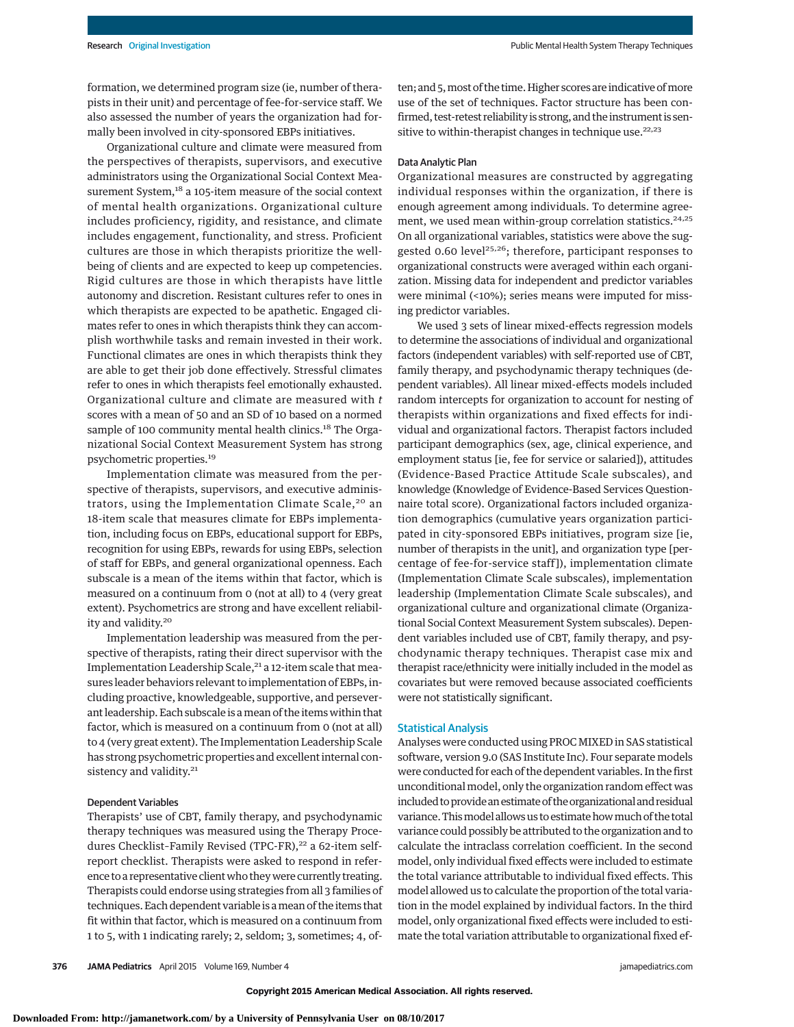formation, we determined program size (ie, number of therapists in their unit) and percentage of fee-for-service staff. We also assessed the number of years the organization had formally been involved in city-sponsored EBPs initiatives.

Organizational culture and climate were measured from the perspectives of therapists, supervisors, and executive administrators using the Organizational Social Context Measurement System,[18] a 105-item measure of the social context of mental health organizations. Organizational culture includes proficiency, rigidity, and resistance, and climate includes engagement, functionality, and stress. Proficient cultures are those in which therapists prioritize the well-being of clients and are expected to keep up competencies. Rigid cultures are those in which therapists have little autonomy and discretion. Resistant cultures refer to ones in which therapists are expected to be apathetic. Engaged climates refer to ones in which therapists think they can accomplish worthwhile tasks and remain invested in their work. Functional climates are ones in which therapists think they are able to get their job done effectively. Stressful climates refer to ones in which therapists feel emotionally exhausted. Organizational culture and climate are measured with *t* scores with a mean of 50 and an SD of 10 based on a normed sample of 100 community mental health clinics.[18] The Organizational Social Context Measurement System has strong psychometric properties.[19]

Implementation climate was measured from the perspective of therapists, supervisors, and executive administrators, using the Implementation Climate Scale,[20] an 18-item scale that measures climate for EBPs implementation, including focus on EBPs, educational support for EBPs, recognition for using EBPs, rewards for using EBPs, selection of staff for EBPs, and general organizational openness. Each subscale is a mean of the items within that factor, which is measured on a continuum from 0 (not at all) to 4 (very great extent). Psychometrics are strong and have excellent reliability and validity.[20]

Implementation leadership was measured from the perspective of therapists, rating their direct supervisor with the Implementation Leadership Scale,[21] a 12-item scale that measures leader behaviors relevant to implementation of EBPs, including proactive, knowledgeable, supportive, and perseverant leadership. Each subscale is a mean of the items within that factor, which is measured on a continuum from 0 (not at all) to 4 (very great extent). The Implementation Leadership Scale has strong psychometric properties and excellent internal consistency and validity.[21]

#### Dependent Variables

Therapists' use of CBT, family therapy, and psychodynamic therapy techniques was measured using the Therapy Procedures Checklist–Family Revised (TPC-FR),[22] a 62-item self-report checklist. Therapists were asked to respond in reference to a representative client who they were currently treating. Therapists could endorse using strategies from all 3 families of techniques. Each dependent variable is a mean of the items that fit within that factor, which is measured on a continuum from 1 to 5, with 1 indicating rarely; 2, seldom; 3, sometimes; 4, often; and 5, most of the time. Higher scores are indicative of more use of the set of techniques. Factor structure has been confirmed, test-retest reliability is strong, and the instrument is sensitive to within-therapist changes in technique use.[22,23]

#### Data Analytic Plan

Organizational measures are constructed by aggregating individual responses within the organization, if there is enough agreement among individuals. To determine agreement, we used mean within-group correlation statistics.[24,25] On all organizational variables, statistics were above the suggested 0.60 level[25,26]; therefore, participant responses to organizational constructs were averaged within each organization. Missing data for independent and predictor variables were minimal (<10%); series means were imputed for missing predictor variables.

We used 3 sets of linear mixed-effects regression models to determine the associations of individual and organizational factors (independent variables) with self-reported use of CBT, family therapy, and psychodynamic therapy techniques (dependent variables). All linear mixed-effects models included random intercepts for organization to account for nesting of therapists within organizations and fixed effects for individual and organizational factors. Therapist factors included participant demographics (sex, age, clinical experience, and employment status [ie, fee for service or salaried]), attitudes (Evidence-Based Practice Attitude Scale subscales), and knowledge (Knowledge of Evidence-Based Services Questionnaire total score). Organizational factors included organization demographics (cumulative years organization participated in city-sponsored EBPs initiatives, program size [ie, number of therapists in the unit], and organization type [percentage of fee-for-service staff]), implementation climate (Implementation Climate Scale subscales), implementation leadership (Implementation Climate Scale subscales), and organizational culture and organizational climate (Organizational Social Context Measurement System subscales). Dependent variables included use of CBT, family therapy, and psychodynamic therapy techniques. Therapist case mix and therapist race/ethnicity were initially included in the model as covariates but were removed because associated coefficients were not statistically significant.

### Statistical Analysis

Analyses were conducted using PROC MIXED in SAS statistical software, version 9.0 (SAS Institute Inc). Four separate models were conducted for each of the dependent variables. In the first unconditional model, only the organization random effect was included to provide an estimate of the organizational and residual variance. This model allows us to estimate how much of the total variance could possibly be attributed to the organization and to calculate the intraclass correlation coefficient. In the second model, only individual fixed effects were included to estimate the total variance attributable to individual fixed effects. This model allowed us to calculate the proportion of the total variation in the model explained by individual factors. In the third model, only organizational fixed effects were included to estimate the total variation attributable to organizational fixed ef-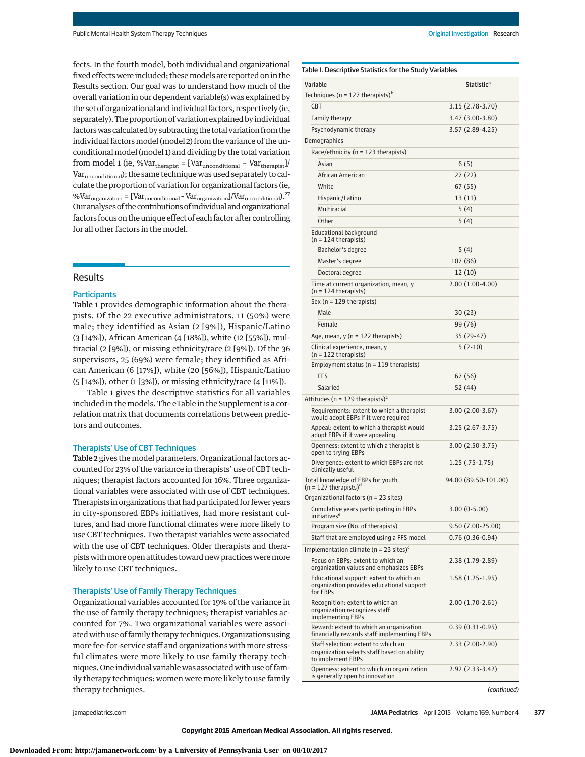fects. In the fourth model, both individual and organizational fixed effects were included; these models are reported on in the Results section. Our goal was to understand how much of the overall variation in our dependent variable(s) was explained by the set of organizational and individual factors, respectively (ie, separately). The proportion of variation explained by individual factors was calculated by subtracting the total variation from the individual factors model (model 2) from the variance of the unconditional model (model 1) and dividing by the total variation from model 1 (ie, $\%Var_{therapist} = [Var_{unconditional} - Var_{therapist}]/Var_{unconditional}$); the same technique was used separately to calculate the proportion of variation for organizational factors (ie, $\%Var_{organization} = [Var_{unconditional} - Var_{organization}]/Var_{unconditional}$).[27] Our analyses of the contributions of individual and organizational factors focus on the unique effect of each factor after controlling for all other factors in the model.

## Results

### Participants

Table 1 provides demographic information about the therapists. Of the 22 executive administrators, 11 (50%) were male; they identified as Asian (2 [9%]), Hispanic/Latino (3 [14%]), African American (4 [18%]), white (12 [55%]), multiracial (2 [9%]), or missing ethnicity/race (2 [9%]). Of the 36 supervisors, 25 (69%) were female; they identified as African American (6 [17%]), white (20 [56%]), Hispanic/Latino (5 [14%]), other (1 [3%]), or missing ethnicity/race (4 [11%]).

Table 1 gives the descriptive statistics for all variables included in the models. The eTable in the Supplement is a correlation matrix that documents correlations between predictors and outcomes.

### Therapists' Use of CBT Techniques

Table 2 gives the model parameters. Organizational factors accounted for 23% of the variance in therapists' use of CBT techniques; therapist factors accounted for 16%. Three organizational variables were associated with use of CBT techniques. Therapists in organizations that had participated for fewer years in city-sponsored EBPs initiatives, had more resistant cultures, and had more functional climates were more likely to use CBT techniques. Two therapist variables were associated with the use of CBT techniques. Older therapists and therapists with more open attitudes toward new practices were more likely to use CBT techniques.

### Therapists' Use of Family Therapy Techniques

Organizational variables accounted for 19% of the variance in the use of family therapy techniques; therapist variables accounted for 7%. Two organizational variables were associated with use of family therapy techniques. Organizations using more fee-for-service staff and organizations with more stressful climates were more likely to use family therapy techniques. One individual variable was associated with use of family therapy techniques: women were more likely to use family therapy techniques.

Table 1. Descriptive Statistics for the Study Variables

| Variable | Statistic[a] |
|---|---|
| Techniques (n = 127 therapists)[b] | |
| CBT | 3.15 (2.78-3.70) |
| Family therapy | 3.47 (3.00-3.80) |
| Psychodynamic therapy | 3.57 (2.89-4.25) |
| Demographics | |
| Race/ethnicity (n = 123 therapists) | |
| Asian | 6 (5) |
| African American | 27 (22) |
| White | 67 (55) |
| Hispanic/Latino | 13 (11) |
| Multiracial | 5 (4) |
| Other | 5 (4) |
| Educational background (n = 124 therapists) | |
| Bachelor's degree | 5 (4) |
| Master's degree | 107 (86) |
| Doctoral degree | 12 (10) |
| Time at current organization, mean, y (n = 124 therapists) | 2.00 (1.00-4.00) |
| Sex (n = 129 therapists) | |
| Male | 30 (23) |
| Female | 99 (76) |
| Age, mean, y (n = 122 therapists) | 35 (29-47) |
| Clinical experience, mean, y (n = 122 therapists) | 5 (2-10) |
| Employment status (n = 119 therapists) | |
| FFS | 67 (56) |
| Salaried | 52 (44) |
| Attitudes (n = 129 therapists)[c] | |
| Requirements: extent to which a therapist would adopt EBPs if it were required | 3.00 (2.00-3.67) |
| Appeal: extent to which a therapist would adopt EBPs if it were appealing | 3.25 (2.67-3.75) |
| Openness: extent to which a therapist is open to trying EBPs | 3.00 (2.50-3.75) |
| Divergence: extent to which EBPs are not clinically useful | 1.25 (.75-1.75) |
| Total knowledge of EBPs for youth (n = 127 therapists)[d] | 94.00 (89.50-101.00) |
| Organizational factors (n = 23 sites) | |
| Cumulative years participating in EBPs initiatives[e] | 3.00 (0-5.00) |
| Program size (No. of therapists) | 9.50 (7.00-25.00) |
| Staff that are employed using a FFS model | 0.76 (0.36-0.94) |
| Implementation climate (n = 23 sites)[c] | |
| Focus on EBPs: extent to which an organization values and emphasizes EBPs | 2.38 (1.79-2.89) |
| Educational support: extent to which an organization provides educational support for EBPs | 1.58 (1.25-1.95) |
| Recognition: extent to which an organization recognizes staff implementing EBPs | 2.00 (1.70-2.61) |
| Reward: extent to which an organization financially rewards staff implementing EBPs | 0.39 (0.31-0.95) |
| Staff selection: extent to which an organization selects staff based on ability to implement EBPs | 2.33 (2.00-2.90) |
| Openness: extent to which an organization is generally open to innovation | 2.92 (2.33-3.42) |

*(continued)*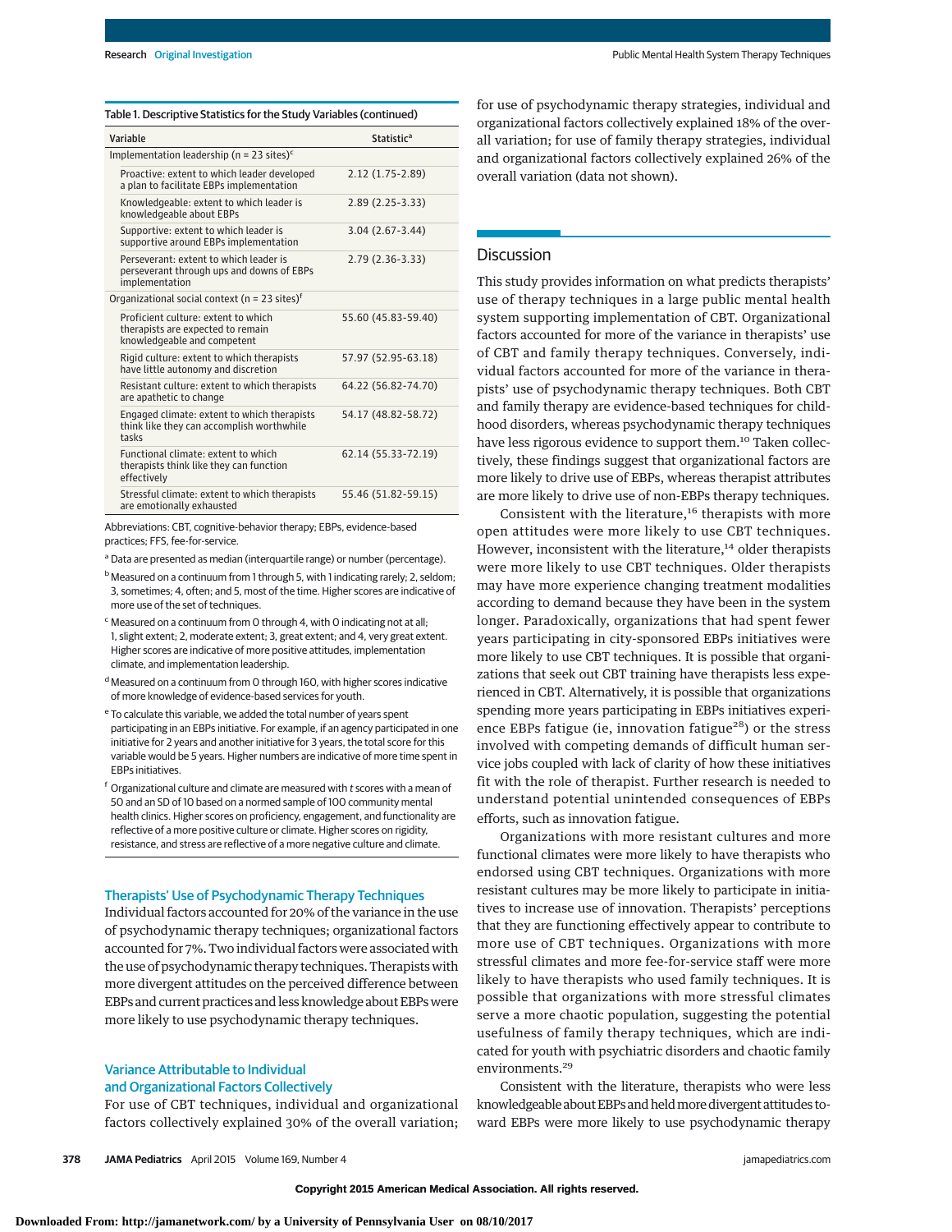Table 1. Descriptive Statistics for the Study Variables (continued)

| Variable | Statistic[a] |
| --- | --- |
| Implementation leadership (n = 23 sites)[c] | |
| Proactive: extent to which leader developed a plan to facilitate EBPs implementation | 2.12 (1.75-2.89) |
| Knowledgeable: extent to which leader is knowledgeable about EBPs | 2.89 (2.25-3.33) |
| Supportive: extent to which leader is supportive around EBPs implementation | 3.04 (2.67-3.44) |
| Perseverant: extent to which leader is perseverant through ups and downs of EBPs implementation | 2.79 (2.36-3.33) |
| Organizational social context (n = 23 sites)[f] | |
| Proficient culture: extent to which therapists are expected to remain knowledgeable and competent | 55.60 (45.83-59.40) |
| Rigid culture: extent to which therapists have little autonomy and discretion | 57.97 (52.95-63.18) |
| Resistant culture: extent to which therapists are apathetic to change | 64.22 (56.82-74.70) |
| Engaged climate: extent to which therapists think like they can accomplish worthwhile tasks | 54.17 (48.82-58.72) |
| Functional climate: extent to which therapists think like they can function effectively | 62.14 (55.33-72.19) |
| Stressful climate: extent to which therapists are emotionally exhausted | 55.46 (51.82-59.15) |

Abbreviations: CBT, cognitive-behavior therapy; EBPs, evidence-based practices; FFS, fee-for-service.

[a] Data are presented as median (interquartile range) or number (percentage).

[b] Measured on a continuum from 1 through 5, with 1 indicating rarely; 2, seldom; 3, sometimes; 4, often; and 5, most of the time. Higher scores are indicative of more use of the set of techniques.

[c] Measured on a continuum from 0 through 4, with 0 indicating not at all; 1, slight extent; 2, moderate extent; 3, great extent; and 4, very great extent. Higher scores are indicative of more positive attitudes, implementation climate, and implementation leadership.

[d] Measured on a continuum from 0 through 160, with higher scores indicative of more knowledge of evidence-based services for youth.

[e] To calculate this variable, we added the total number of years spent participating in an EBPs initiative. For example, if an agency participated in one initiative for 2 years and another initiative for 3 years, the total score for this variable would be 5 years. Higher numbers are indicative of more time spent in EBPs initiatives.

[f] Organizational culture and climate are measured with *t* scores with a mean of 50 and an SD of 10 based on a normed sample of 100 community mental health clinics. Higher scores on proficiency, engagement, and functionality are reflective of a more positive culture or climate. Higher scores on rigidity, resistance, and stress are reflective of a more negative culture and climate.

### Therapists' Use of Psychodynamic Therapy Techniques

Individual factors accounted for 20% of the variance in the use of psychodynamic therapy techniques; organizational factors accounted for 7%. Two individual factors were associated with the use of psychodynamic therapy techniques. Therapists with more divergent attitudes on the perceived difference between EBPs and current practices and less knowledge about EBPs were more likely to use psychodynamic therapy techniques.

### Variance Attributable to Individual and Organizational Factors Collectively

For use of CBT techniques, individual and organizational factors collectively explained 30% of the overall variation; for use of psychodynamic therapy strategies, individual and organizational factors collectively explained 18% of the overall variation; for use of family therapy strategies, individual and organizational factors collectively explained 26% of the overall variation (data not shown).

## Discussion

This study provides information on what predicts therapists' use of therapy techniques in a large public mental health system supporting implementation of CBT. Organizational factors accounted for more of the variance in therapists' use of CBT and family therapy techniques. Conversely, individual factors accounted for more of the variance in therapists' use of psychodynamic therapy techniques. Both CBT and family therapy are evidence-based techniques for childhood disorders, whereas psychodynamic therapy techniques have less rigorous evidence to support them.[10] Taken collectively, these findings suggest that organizational factors are more likely to drive use of EBPs, whereas therapist attributes are more likely to drive use of non-EBPs therapy techniques.

Consistent with the literature,[16] therapists with more open attitudes were more likely to use CBT techniques. However, inconsistent with the literature,[14] older therapists were more likely to use CBT techniques. Older therapists may have more experience changing treatment modalities according to demand because they have been in the system longer. Paradoxically, organizations that had spent fewer years participating in city-sponsored EBPs initiatives were more likely to use CBT techniques. It is possible that organizations that seek out CBT training have therapists less experienced in CBT. Alternatively, it is possible that organizations spending more years participating in EBPs initiatives experience EBPs fatigue (ie, innovation fatigue[28]) or the stress involved with competing demands of difficult human service jobs coupled with lack of clarity of how these initiatives fit with the role of therapist. Further research is needed to understand potential unintended consequences of EBPs efforts, such as innovation fatigue.

Organizations with more resistant cultures and more functional climates were more likely to have therapists who endorsed using CBT techniques. Organizations with more resistant cultures may be more likely to participate in initiatives to increase use of innovation. Therapists' perceptions that they are functioning effectively appear to contribute to more use of CBT techniques. Organizations with more stressful climates and more fee-for-service staff were more likely to have therapists who used family techniques. It is possible that organizations with more stressful climates serve a more chaotic population, suggesting the potential usefulness of family therapy techniques, which are indicated for youth with psychiatric disorders and chaotic family environments.[29]

Consistent with the literature, therapists who were less knowledgeable about EBPs and held more divergent attitudes toward EBPs were more likely to use psychodynamic therapy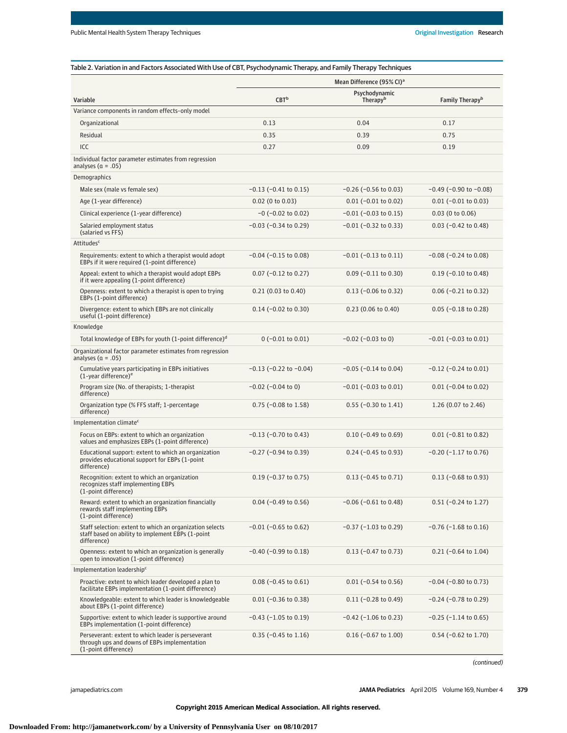Table 2. Variation in and Factors Associated With Use of CBT, Psychodynamic Therapy, and Family Therapy Techniques

| Variable | Mean Difference (95% CI)[a] | | |
|---|---|---|---|
| | CBT[b] | Psychodynamic Therapy[b] | Family Therapy[b] |
| **Variance components in random effects-only model** | | | |
| Organizational | 0.13 | 0.04 | 0.17 |
| Residual | 0.35 | 0.39 | 0.75 |
| ICC | 0.27 | 0.09 | 0.19 |
| **Individual factor parameter estimates from regression analyses (α = .05)** | | | |
| **Demographics** | | | |
| Male sex (male vs female sex) | −0.13 (−0.41 to 0.15) | −0.26 (−0.56 to 0.03) | −0.49 (−0.90 to −0.08) |
| Age (1-year difference) | 0.02 (0 to 0.03) | 0.01 (−0.01 to 0.02) | 0.01 (−0.01 to 0.03) |
| Clinical experience (1-year difference) | −0 (−0.02 to 0.02) | −0.01 (−0.03 to 0.15) | 0.03 (0 to 0.06) |
| Salaried employment status (salaried vs FFS) | −0.03 (−0.34 to 0.29) | −0.01 (−0.32 to 0.33) | 0.03 (−0.42 to 0.48) |
| **Attitudes**[c] | | | |
| Requirements: extent to which a therapist would adopt EBPs if it were required (1-point difference) | −0.04 (−0.15 to 0.08) | −0.01 (−0.13 to 0.11) | −0.08 (−0.24 to 0.08) |
| Appeal: extent to which a therapist would adopt EBPs if it were appealing (1-point difference) | 0.07 (−0.12 to 0.27) | 0.09 (−0.11 to 0.30) | 0.19 (−0.10 to 0.48) |
| Openness: extent to which a therapist is open to trying EBPs (1-point difference) | 0.21 (0.03 to 0.40) | 0.13 (−0.06 to 0.32) | 0.06 (−0.21 to 0.32) |
| Divergence: extent to which EBPs are not clinically useful (1-point difference) | 0.14 (−0.02 to 0.30) | 0.23 (0.06 to 0.40) | 0.05 (−0.18 to 0.28) |
| **Knowledge** | | | |
| Total knowledge of EBPs for youth (1-point difference)[d] | 0 (−0.01 to 0.01) | −0.02 (−0.03 to 0) | −0.01 (−0.03 to 0.01) |
| **Organizational factor parameter estimates from regression analyses (α = .05)** | | | |
| Cumulative years participating in EBPs initiatives (1-year difference)[e] | −0.13 (−0.22 to −0.04) | −0.05 (−0.14 to 0.04) | −0.12 (−0.24 to 0.01) |
| Program size (No. of therapists; 1-therapist difference) | −0.02 (−0.04 to 0) | −0.01 (−0.03 to 0.01) | 0.01 (−0.04 to 0.02) |
| Organization type (% FFS staff; 1-percentage difference) | 0.75 (−0.08 to 1.58) | 0.55 (−0.30 to 1.41) | 1.26 (0.07 to 2.46) |
| **Implementation climate**[c] | | | |
| Focus on EBPs: extent to which an organization values and emphasizes EBPs (1-point difference) | −0.13 (−0.70 to 0.43) | 0.10 (−0.49 to 0.69) | 0.01 (−0.81 to 0.82) |
| Educational support: extent to which an organization provides educational support for EBPs (1-point difference) | −0.27 (−0.94 to 0.39) | 0.24 (−0.45 to 0.93) | −0.20 (−1.17 to 0.76) |
| Recognition: extent to which an organization recognizes staff implementing EBPs (1-point difference) | 0.19 (−0.37 to 0.75) | 0.13 (−0.45 to 0.71) | 0.13 (−0.68 to 0.93) |
| Reward: extent to which an organization financially rewards staff implementing EBPs (1-point difference) | 0.04 (−0.49 to 0.56) | −0.06 (−0.61 to 0.48) | 0.51 (−0.24 to 1.27) |
| Staff selection: extent to which an organization selects staff based on ability to implement EBPs (1-point difference) | −0.01 (−0.65 to 0.62) | −0.37 (−1.03 to 0.29) | −0.76 (−1.68 to 0.16) |
| Openness: extent to which an organization is generally open to innovation (1-point difference) | −0.40 (−0.99 to 0.18) | 0.13 (−0.47 to 0.73) | 0.21 (−0.64 to 1.04) |
| **Implementation leadership**[c] | | | |
| Proactive: extent to which leader developed a plan to facilitate EBPs implementation (1-point difference) | 0.08 (−0.45 to 0.61) | 0.01 (−0.54 to 0.56) | −0.04 (−0.80 to 0.73) |
| Knowledgeable: extent to which leader is knowledgeable about EBPs (1-point difference) | 0.01 (−0.36 to 0.38) | 0.11 (−0.28 to 0.49) | −0.24 (−0.78 to 0.29) |
| Supportive: extent to which leader is supportive around EBPs implementation (1-point difference) | −0.43 (−1.05 to 0.19) | −0.42 (−1.06 to 0.23) | −0.25 (−1.14 to 0.65) |
| Perseverant: extent to which leader is perseverant through ups and downs of EBPs implementation (1-point difference) | 0.35 (−0.45 to 1.16) | 0.16 (−0.67 to 1.00) | 0.54 (−0.62 to 1.70) |

*(continued)*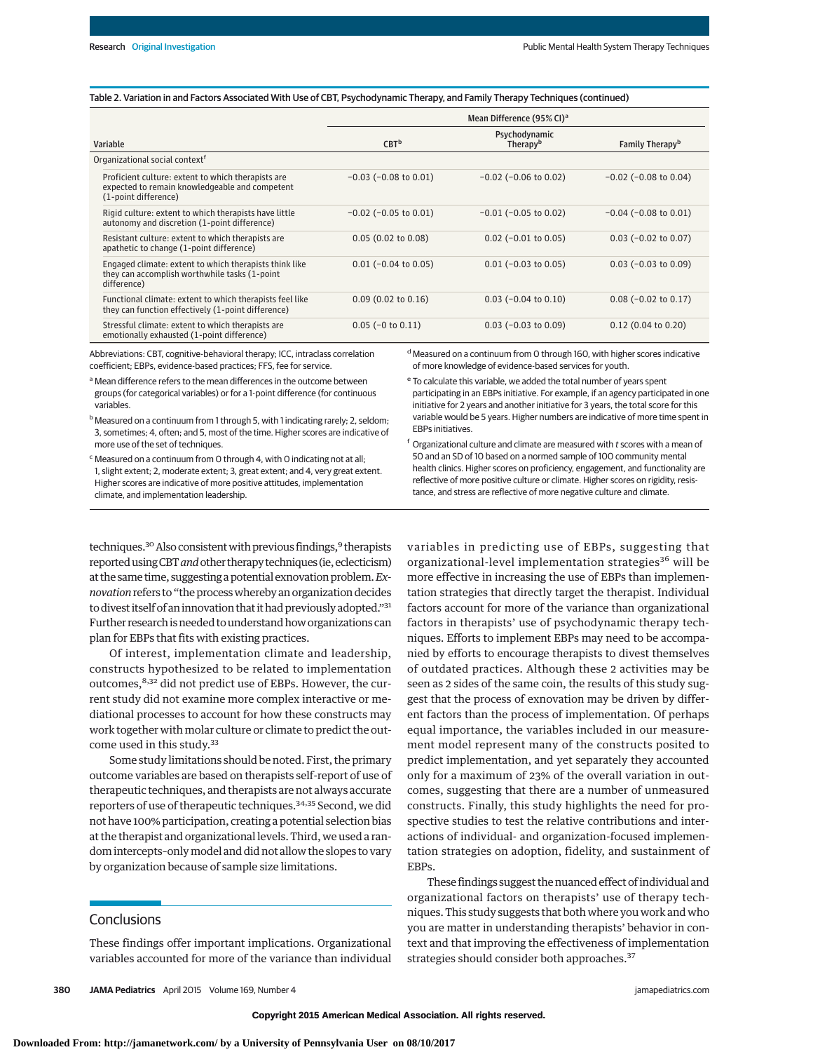Table 2. Variation in and Factors Associated With Use of CBT, Psychodynamic Therapy, and Family Therapy Techniques (continued)

| Variable | Mean Difference (95% CI)[a] | | |
|---|---|---|---|
| | CBT[b] | Psychodynamic Therapy[b] | Family Therapy[b] |
| Organizational social context[f] | | | |
| Proficient culture: extent to which therapists are expected to remain knowledgeable and competent (1-point difference) | −0.03 (−0.08 to 0.01) | −0.02 (−0.06 to 0.02) | −0.02 (−0.08 to 0.04) |
| Rigid culture: extent to which therapists have little autonomy and discretion (1-point difference) | −0.02 (−0.05 to 0.01) | −0.01 (−0.05 to 0.02) | −0.04 (−0.08 to 0.01) |
| Resistant culture: extent to which therapists are apathetic to change (1-point difference) | 0.05 (0.02 to 0.08) | 0.02 (−0.01 to 0.05) | 0.03 (−0.02 to 0.07) |
| Engaged climate: extent to which therapists think like they can accomplish worthwhile tasks (1-point difference) | 0.01 (−0.04 to 0.05) | 0.01 (−0.03 to 0.05) | 0.03 (−0.03 to 0.09) |
| Functional climate: extent to which therapists feel like they can function effectively (1-point difference) | 0.09 (0.02 to 0.16) | 0.03 (−0.04 to 0.10) | 0.08 (−0.02 to 0.17) |
| Stressful climate: extent to which therapists are emotionally exhausted (1-point difference) | 0.05 (−0 to 0.11) | 0.03 (−0.03 to 0.09) | 0.12 (0.04 to 0.20) |

Abbreviations: CBT, cognitive-behavioral therapy; ICC, intraclass correlation coefficient; EBPs, evidence-based practices; FFS, fee for service.

[a] Mean difference refers to the mean differences in the outcome between groups (for categorical variables) or for a 1-point difference (for continuous variables).

[b] Measured on a continuum from 1 through 5, with 1 indicating rarely; 2, seldom; 3, sometimes; 4, often; and 5, most of the time. Higher scores are indicative of more use of the set of techniques.

[c] Measured on a continuum from 0 through 4, with 0 indicating not at all; 1, slight extent; 2, moderate extent; 3, great extent; and 4, very great extent. Higher scores are indicative of more positive attitudes, implementation climate, and implementation leadership.

[d] Measured on a continuum from 0 through 160, with higher scores indicative of more knowledge of evidence-based services for youth.

[e] To calculate this variable, we added the total number of years spent participating in an EBPs initiative. For example, if an agency participated in one initiative for 2 years and another initiative for 3 years, the total score for this variable would be 5 years. Higher numbers are indicative of more time spent in EBPs initiatives.

[f] Organizational culture and climate are measured with *t* scores with a mean of 50 and an SD of 10 based on a normed sample of 100 community mental health clinics. Higher scores on proficiency, engagement, and functionality are reflective of more positive culture or climate. Higher scores on rigidity, resistance, and stress are reflective of more negative culture and climate.

techniques.[30] Also consistent with previous findings,[9] therapists reported using CBT *and* other therapy techniques (ie, eclecticism) at the same time, suggesting a potential exnovation problem. *Exnovation* refers to "the process whereby an organization decides to divest itself of an innovation that it had previously adopted."[31] Further research is needed to understand how organizations can plan for EBPs that fits with existing practices.

Of interest, implementation climate and leadership, constructs hypothesized to be related to implementation outcomes,[8,32] did not predict use of EBPs. However, the current study did not examine more complex interactive or mediational processes to account for how these constructs may work together with molar culture or climate to predict the outcome used in this study.[33]

Some study limitations should be noted. First, the primary outcome variables are based on therapists self-report of use of therapeutic techniques, and therapists are not always accurate reporters of use of therapeutic techniques.[34,35] Second, we did not have 100% participation, creating a potential selection bias at the therapist and organizational levels. Third, we used a random intercepts-only model and did not allow the slopes to vary by organization because of sample size limitations.

## Conclusions

These findings offer important implications. Organizational variables accounted for more of the variance than individual variables in predicting use of EBPs, suggesting that organizational-level implementation strategies[36] will be more effective in increasing the use of EBPs than implementation strategies that directly target the therapist. Individual factors account for more of the variance than organizational factors in therapists' use of psychodynamic therapy techniques. Efforts to implement EBPs may need to be accompanied by efforts to encourage therapists to divest themselves of outdated practices. Although these 2 activities may be seen as 2 sides of the same coin, the results of this study suggest that the process of exnovation may be driven by different factors than the process of implementation. Of perhaps equal importance, the variables included in our measurement model represent many of the constructs posited to predict implementation, and yet separately they accounted only for a maximum of 23% of the overall variation in outcomes, suggesting that there are a number of unmeasured constructs. Finally, this study highlights the need for prospective studies to test the relative contributions and interactions of individual- and organization-focused implementation strategies on adoption, fidelity, and sustainment of EBPs.

These findings suggest the nuanced effect of individual and organizational factors on therapists' use of therapy techniques. This study suggests that both where you work and who you are matter in understanding therapists' behavior in context and that improving the effectiveness of implementation strategies should consider both approaches.[37]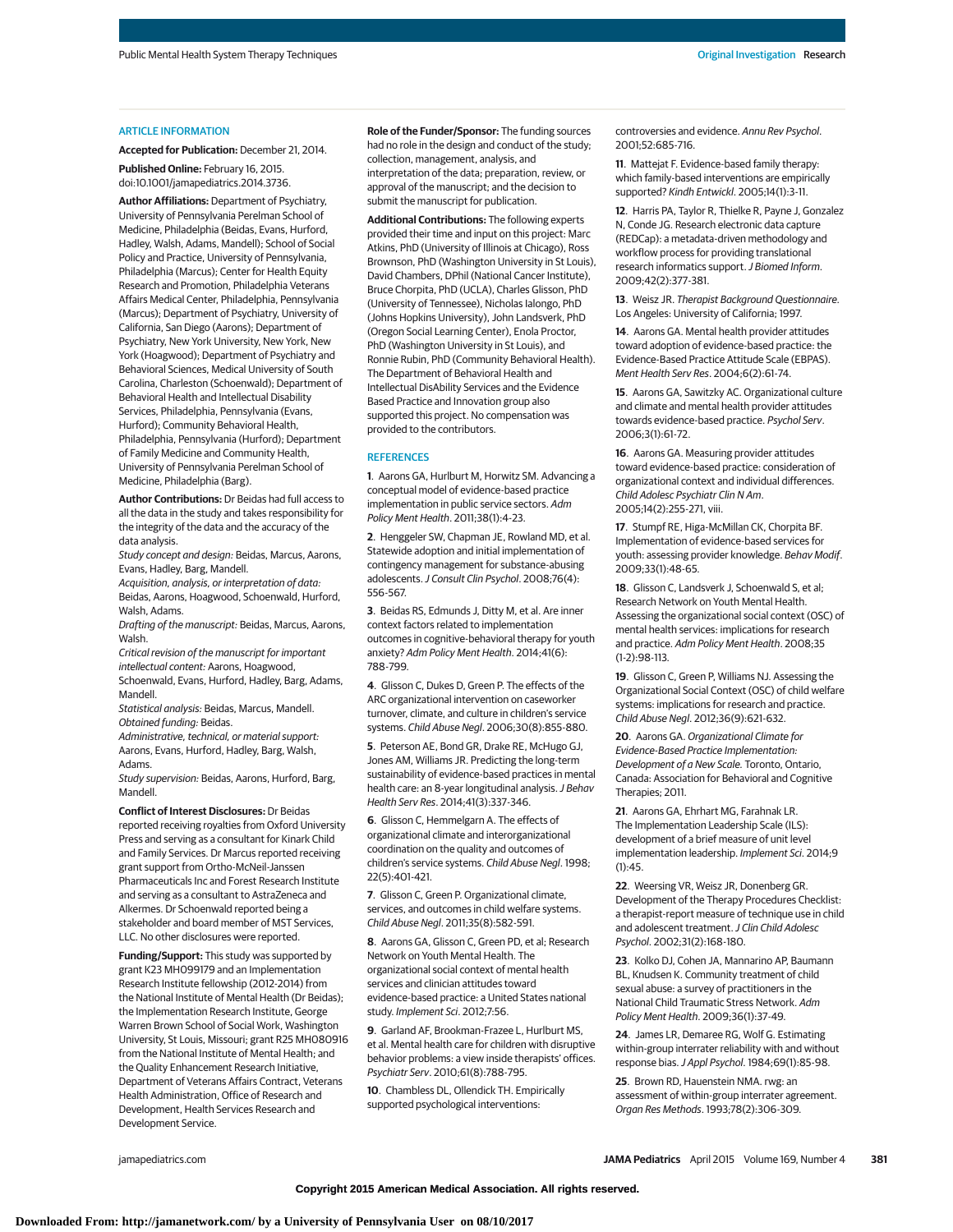## ARTICLE INFORMATION

**Accepted for Publication:** December 21, 2014.

**Published Online:** February 16, 2015. doi:10.1001/jamapediatrics.2014.3736.

**Author Affiliations:** Department of Psychiatry, University of Pennsylvania Perelman School of Medicine, Philadelphia (Beidas, Evans, Hurford, Hadley, Walsh, Adams, Mandell); School of Social Policy and Practice, University of Pennsylvania, Philadelphia (Marcus); Center for Health Equity Research and Promotion, Philadelphia Veterans Affairs Medical Center, Philadelphia, Pennsylvania (Marcus); Department of Psychiatry, University of California, San Diego (Aarons); Department of Psychiatry, New York University, New York, New York (Hoagwood); Department of Psychiatry and Behavioral Sciences, Medical University of South Carolina, Charleston (Schoenwald); Department of Behavioral Health and Intellectual Disability Services, Philadelphia, Pennsylvania (Evans, Hurford); Community Behavioral Health, Philadelphia, Pennsylvania (Hurford); Department of Family Medicine and Community Health, University of Pennsylvania Perelman School of Medicine, Philadelphia (Barg).

**Author Contributions:** Dr Beidas had full access to all the data in the study and takes responsibility for the integrity of the data and the accuracy of the data analysis.

*Study concept and design:* Beidas, Marcus, Aarons, Evans, Hadley, Barg, Mandell.

*Acquisition, analysis, or interpretation of data:* Beidas, Aarons, Hoagwood, Schoenwald, Hurford, Walsh, Adams.

*Drafting of the manuscript:* Beidas, Marcus, Aarons, Walsh.

*Critical revision of the manuscript for important intellectual content:* Aarons, Hoagwood, Schoenwald, Evans, Hurford, Hadley, Barg, Adams, Mandell.

*Statistical analysis:* Beidas, Marcus, Mandell.

*Obtained funding:* Beidas.

*Administrative, technical, or material support:* Aarons, Evans, Hurford, Hadley, Barg, Walsh, Adams.

*Study supervision:* Beidas, Aarons, Hurford, Barg, Mandell.

**Conflict of Interest Disclosures:** Dr Beidas reported receiving royalties from Oxford University Press and serving as a consultant for Kinark Child and Family Services. Dr Marcus reported receiving grant support from Ortho-McNeil-Janssen Pharmaceuticals Inc and Forest Research Institute and serving as a consultant to AstraZeneca and Alkermes. Dr Schoenwald reported being a stakeholder and board member of MST Services, LLC. No other disclosures were reported.

**Funding/Support:** This study was supported by grant K23 MH099179 and an Implementation Research Institute fellowship (2012-2014) from the National Institute of Mental Health (Dr Beidas); the Implementation Research Institute, George Warren Brown School of Social Work, Washington University, St Louis, Missouri; grant R25 MH080916 from the National Institute of Mental Health; and the Quality Enhancement Research Initiative, Department of Veterans Affairs Contract, Veterans Health Administration, Office of Research and Development, Health Services Research and Development Service.

**Role of the Funder/Sponsor:** The funding sources had no role in the design and conduct of the study; collection, management, analysis, and interpretation of the data; preparation, review, or approval of the manuscript; and the decision to submit the manuscript for publication.

**Additional Contributions:** The following experts provided their time and input on this project: Marc Atkins, PhD (University of Illinois at Chicago), Ross Brownson, PhD (Washington University in St Louis), David Chambers, DPhil (National Cancer Institute), Bruce Chorpita, PhD (UCLA), Charles Glisson, PhD (University of Tennessee), Nicholas Ialongo, PhD (Johns Hopkins University), John Landsverk, PhD (Oregon Social Learning Center), Enola Proctor, PhD (Washington University in St Louis), and Ronnie Rubin, PhD (Community Behavioral Health). The Department of Behavioral Health and Intellectual DisAbility Services and the Evidence Based Practice and Innovation group also supported this project. No compensation was provided to the contributors.

## REFERENCES

1. Aarons GA, Hurlburt M, Horwitz SM. Advancing a conceptual model of evidence-based practice implementation in public service sectors. *Adm Policy Ment Health*. 2011;38(1):4-23.

2. Henggeler SW, Chapman JE, Rowland MD, et al. Statewide adoption and initial implementation of contingency management for substance-abusing adolescents. *J Consult Clin Psychol*. 2008;76(4):556-567.

3. Beidas RS, Edmunds J, Ditty M, et al. Are inner context factors related to implementation outcomes in cognitive-behavioral therapy for youth anxiety? *Adm Policy Ment Health*. 2014;41(6):788-799.

4. Glisson C, Dukes D, Green P. The effects of the ARC organizational intervention on caseworker turnover, climate, and culture in children's service systems. *Child Abuse Negl*. 2006;30(8):855-880.

5. Peterson AE, Bond GR, Drake RE, McHugo GJ, Jones AM, Williams JR. Predicting the long-term sustainability of evidence-based practices in mental health care: an 8-year longitudinal analysis. *J Behav Health Serv Res*. 2014;41(3):337-346.

6. Glisson C, Hemmelgarn A. The effects of organizational climate and interorganizational coordination on the quality and outcomes of children's service systems. *Child Abuse Negl*. 1998;22(5):401-421.

7. Glisson C, Green P. Organizational climate, services, and outcomes in child welfare systems. *Child Abuse Negl*. 2011;35(8):582-591.

8. Aarons GA, Glisson C, Green PD, et al; Research Network on Youth Mental Health. The organizational social context of mental health services and clinician attitudes toward evidence-based practice: a United States national study. *Implement Sci*. 2012;7:56.

9. Garland AF, Brookman-Frazee L, Hurlburt MS, et al. Mental health care for children with disruptive behavior problems: a view inside therapists' offices. *Psychiatr Serv*. 2010;61(8):788-795.

10. Chambless DL, Ollendick TH. Empirically supported psychological interventions: controversies and evidence. *Annu Rev Psychol*. 2001;52:685-716.

11. Mattejat F. Evidence-based family therapy: which family-based interventions are empirically supported? *Kindh Entwickl*. 2005;14(1):3-11.

12. Harris PA, Taylor R, Thielke R, Payne J, Gonzalez N, Conde JG. Research electronic data capture (REDCap): a metadata-driven methodology and workflow process for providing translational research informatics support. *J Biomed Inform*. 2009;42(2):377-381.

13. Weisz JR. *Therapist Background Questionnaire*. Los Angeles: University of California; 1997.

14. Aarons GA. Mental health provider attitudes toward adoption of evidence-based practice: the Evidence-Based Practice Attitude Scale (EBPAS). *Ment Health Serv Res*. 2004;6(2):61-74.

15. Aarons GA, Sawitzky AC. Organizational culture and climate and mental health provider attitudes towards evidence-based practice. *Psychol Serv*. 2006;3(1):61-72.

16. Aarons GA. Measuring provider attitudes toward evidence-based practice: consideration of organizational context and individual differences. *Child Adolesc Psychiatr Clin N Am*. 2005;14(2):255-271, viii.

17. Stumpf RE, Higa-McMillan CK, Chorpita BF. Implementation of evidence-based services for youth: assessing provider knowledge. *Behav Modif*. 2009;33(1):48-65.

18. Glisson C, Landsverk J, Schoenwald S, et al; Research Network on Youth Mental Health. Assessing the organizational social context (OSC) of mental health services: implications for research and practice. *Adm Policy Ment Health*. 2008;35(1-2):98-113.

19. Glisson C, Green P, Williams NJ. Assessing the Organizational Social Context (OSC) of child welfare systems: implications for research and practice. *Child Abuse Negl*. 2012;36(9):621-632.

20. Aarons GA. *Organizational Climate for Evidence-Based Practice Implementation: Development of a New Scale.* Toronto, Ontario, Canada: Association for Behavioral and Cognitive Therapies; 2011.

21. Aarons GA, Ehrhart MG, Farahnak LR. The Implementation Leadership Scale (ILS): development of a brief measure of unit level implementation leadership. *Implement Sci*. 2014;9(1):45.

22. Weersing VR, Weisz JR, Donenberg GR. Development of the Therapy Procedures Checklist: a therapist-report measure of technique use in child and adolescent treatment. *J Clin Child Adolesc Psychol*. 2002;31(2):168-180.

23. Kolko DJ, Cohen JA, Mannarino AP, Baumann BL, Knudsen K. Community treatment of child sexual abuse: a survey of practitioners in the National Child Traumatic Stress Network. *Adm Policy Ment Health*. 2009;36(1):37-49.

24. James LR, Demaree RG, Wolf G. Estimating within-group interrater reliability with and without response bias. *J Appl Psychol*. 1984;69(1):85-98.

25. Brown RD, Hauenstein NMA. rwg: an assessment of within-group interrater agreement. *Organ Res Methods*. 1993;78(2):306-309.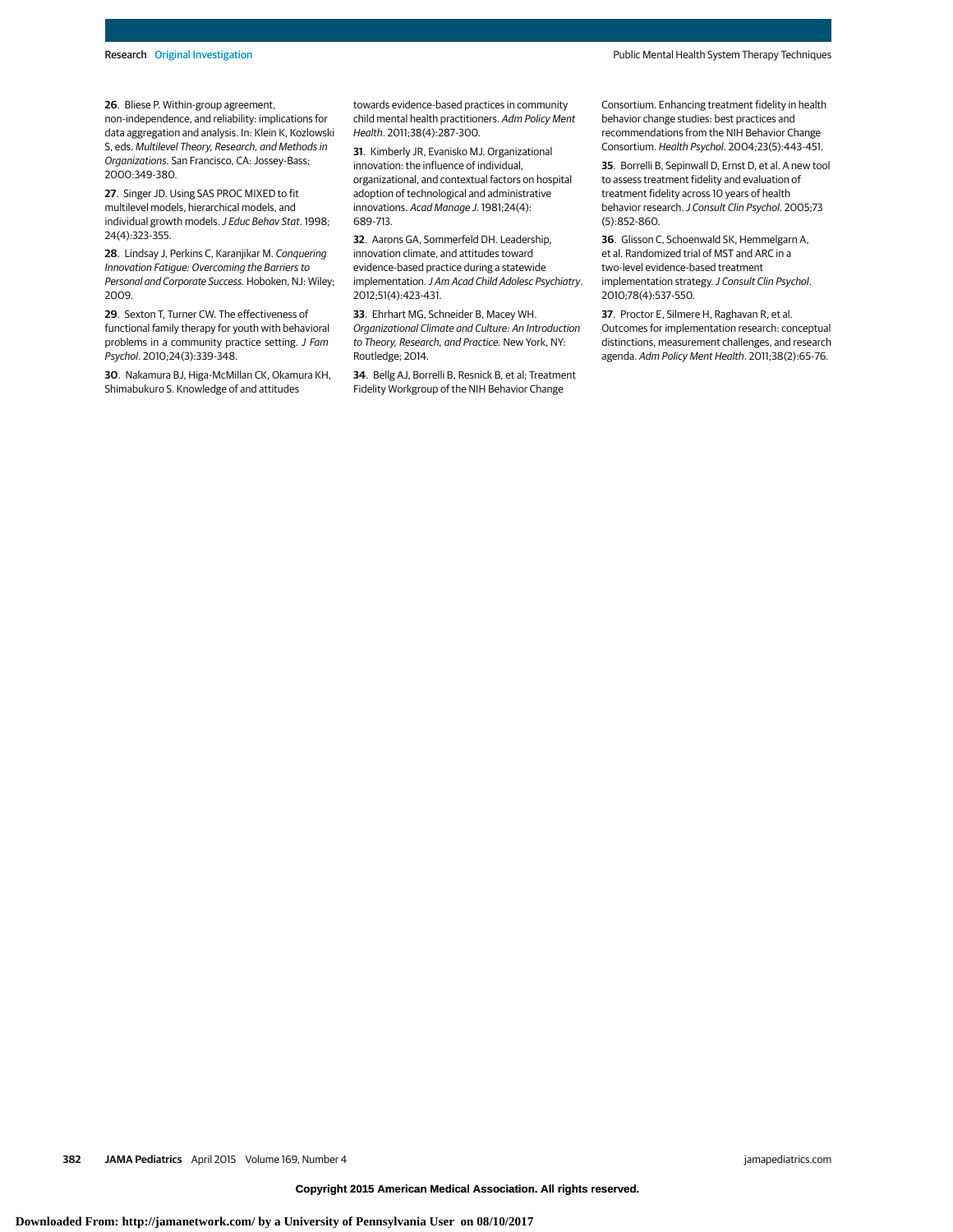26. Bliese P. Within-group agreement, non-independence, and reliability: implications for data aggregation and analysis. In: Klein K, Kozlowski S, eds. *Multilevel Theory, Research, and Methods in Organizations.* San Francisco, CA: Jossey-Bass; 2000:349-380.

27. Singer JD. Using SAS PROC MIXED to fit multilevel models, hierarchical models, and individual growth models. *J Educ Behav Stat*. 1998; 24(4):323-355.

28. Lindsay J, Perkins C, Karanjikar M. *Conquering Innovation Fatigue: Overcoming the Barriers to Personal and Corporate Success.* Hoboken, NJ: Wiley; 2009.

29. Sexton T, Turner CW. The effectiveness of functional family therapy for youth with behavioral problems in a community practice setting. *J Fam Psychol*. 2010;24(3):339-348.

30. Nakamura BJ, Higa-McMillan CK, Okamura KH, Shimabukuro S. Knowledge of and attitudes towards evidence-based practices in community child mental health practitioners. *Adm Policy Ment Health*. 2011;38(4):287-300.

31. Kimberly JR, Evanisko MJ. Organizational innovation: the influence of individual, organizational, and contextual factors on hospital adoption of technological and administrative innovations. *Acad Manage J*. 1981;24(4): 689-713.

32. Aarons GA, Sommerfeld DH. Leadership, innovation climate, and attitudes toward evidence-based practice during a statewide implementation. *J Am Acad Child Adolesc Psychiatry*. 2012;51(4):423-431.

33. Ehrhart MG, Schneider B, Macey WH. *Organizational Climate and Culture: An Introduction to Theory, Research, and Practice.* New York, NY: Routledge; 2014.

34. Bellg AJ, Borrelli B, Resnick B, et al; Treatment Fidelity Workgroup of the NIH Behavior Change Consortium. Enhancing treatment fidelity in health behavior change studies: best practices and recommendations from the NIH Behavior Change Consortium. *Health Psychol*. 2004;23(5):443-451.

35. Borrelli B, Sepinwall D, Ernst D, et al. A new tool to assess treatment fidelity and evaluation of treatment fidelity across 10 years of health behavior research. *J Consult Clin Psychol*. 2005;73 (5):852-860.

36. Glisson C, Schoenwald SK, Hemmelgarn A, et al. Randomized trial of MST and ARC in a two-level evidence-based treatment implementation strategy. *J Consult Clin Psychol*. 2010;78(4):537-550.

37. Proctor E, Silmere H, Raghavan R, et al. Outcomes for implementation research: conceptual distinctions, measurement challenges, and research agenda. *Adm Policy Ment Health*. 2011;38(2):65-76.